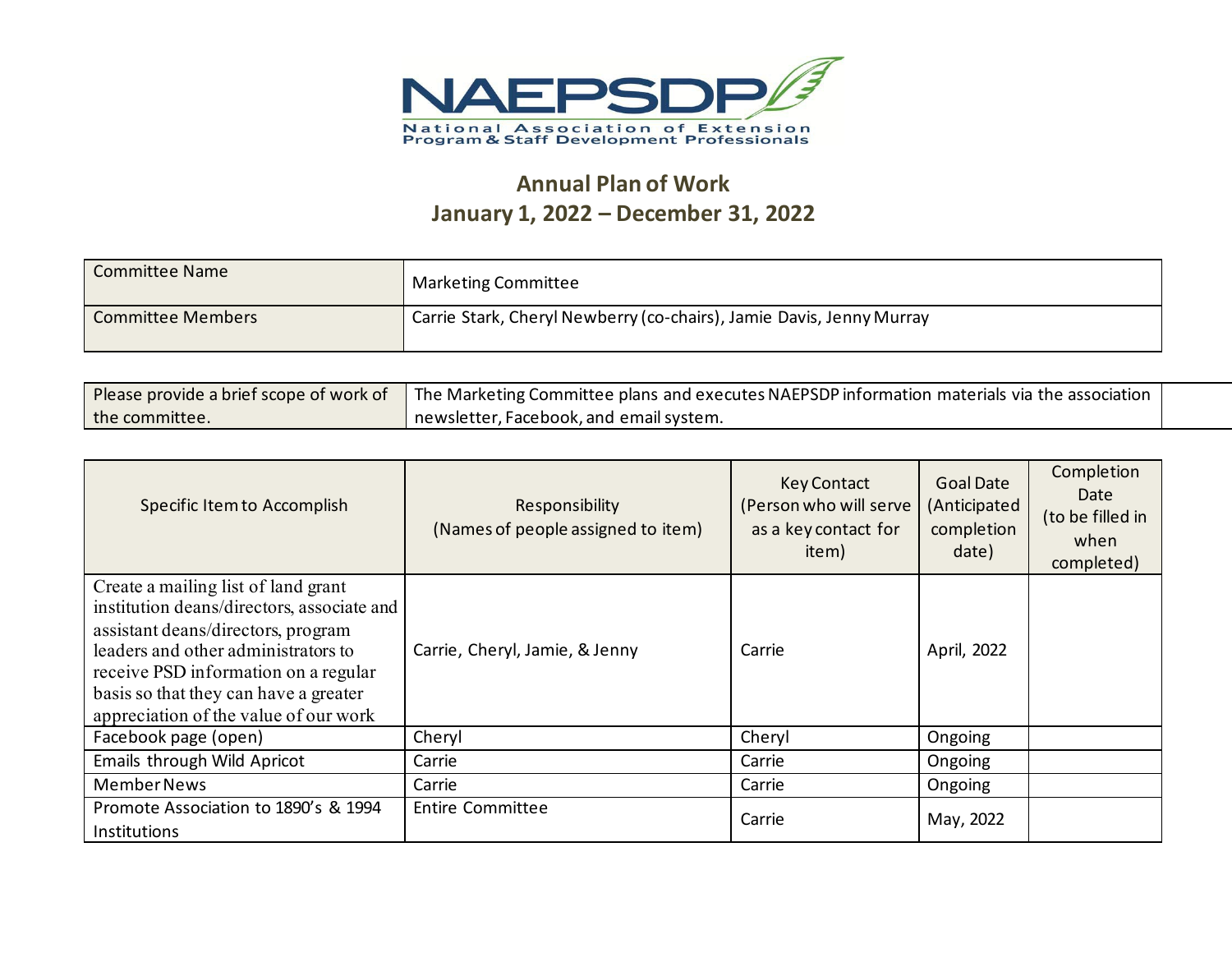NAEPSDP

National Association of Extension Program & Staff Development Professionals

## Annual Plan of Work
## January 1, 2022 – December 31, 2022

| Committee Name | Marketing Committee |
|---|---|
| Committee Members | Carrie Stark, Cheryl Newberry (co-chairs), Jamie Davis, Jenny Murray |

| Please provide a brief scope of work of the committee. | The Marketing Committee plans and executes NAEPSDP information materials via the association newsletter, Facebook, and email system. |
|---|---|

| Specific Item to Accomplish | Responsibility (Names of people assigned to item) | Key Contact (Person who will serve as a key contact for item) | Goal Date (Anticipated completion date) | Completion Date (to be filled in when completed) |
|---|---|---|---|---|
| Create a mailing list of land grant institution deans/directors, associate and assistant deans/directors, program leaders and other administrators to receive PSD information on a regular basis so that they can have a greater appreciation of the value of our work | Carrie, Cheryl, Jamie, & Jenny | Carrie | April, 2022 | |
| Facebook page (open) | Cheryl | Cheryl | Ongoing | |
| Emails through Wild Apricot | Carrie | Carrie | Ongoing | |
| Member News | Carrie | Carrie | Ongoing | |
| Promote Association to 1890's & 1994 Institutions | Entire Committee | Carrie | May, 2022 | |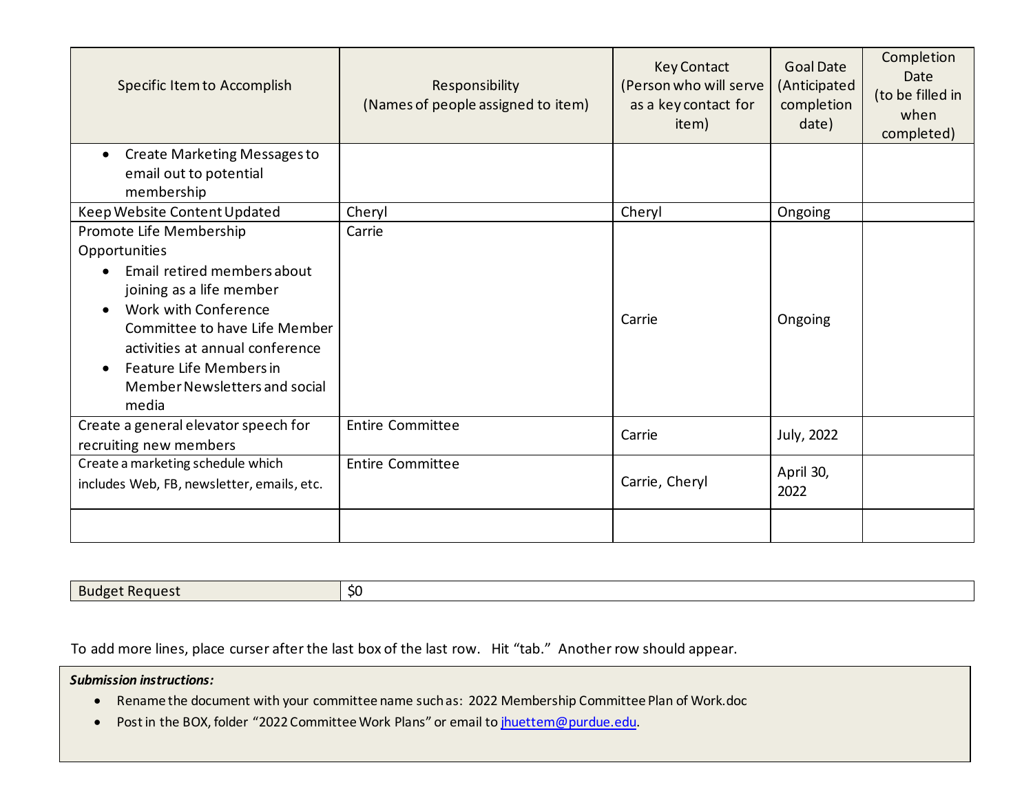| Specific Item to Accomplish | Responsibility (Names of people assigned to item) | Key Contact (Person who will serve as a key contact for item) | Goal Date (Anticipated completion date) | Completion Date (to be filled in when completed) |
|---|---|---|---|---|
| • Create Marketing Messages to email out to potential membership | | | | |
| Keep Website Content Updated | Cheryl | Cheryl | Ongoing | |
| Promote Life Membership Opportunities <br> • Email retired members about joining as a life member <br> • Work with Conference Committee to have Life Member activities at annual conference <br> • Feature Life Members in Member Newsletters and social media | Carrie | Carrie | Ongoing | |
| Create a general elevator speech for recruiting new members | Entire Committee | Carrie | July, 2022 | |
| Create a marketing schedule which includes Web, FB, newsletter, emails, etc. | Entire Committee | Carrie, Cheryl | April 30, 2022 | |
| | | | | |

| | |
|---|---|
| Budget Request | $0 |

To add more lines, place curser after the last box of the last row. Hit "tab." Another row should appear.

***Submission instructions:***

- Rename the document with your committee name such as: 2022 Membership Committee Plan of Work.doc
- Post in the BOX, folder "2022 Committee Work Plans" or email to jhuettem@purdue.edu.